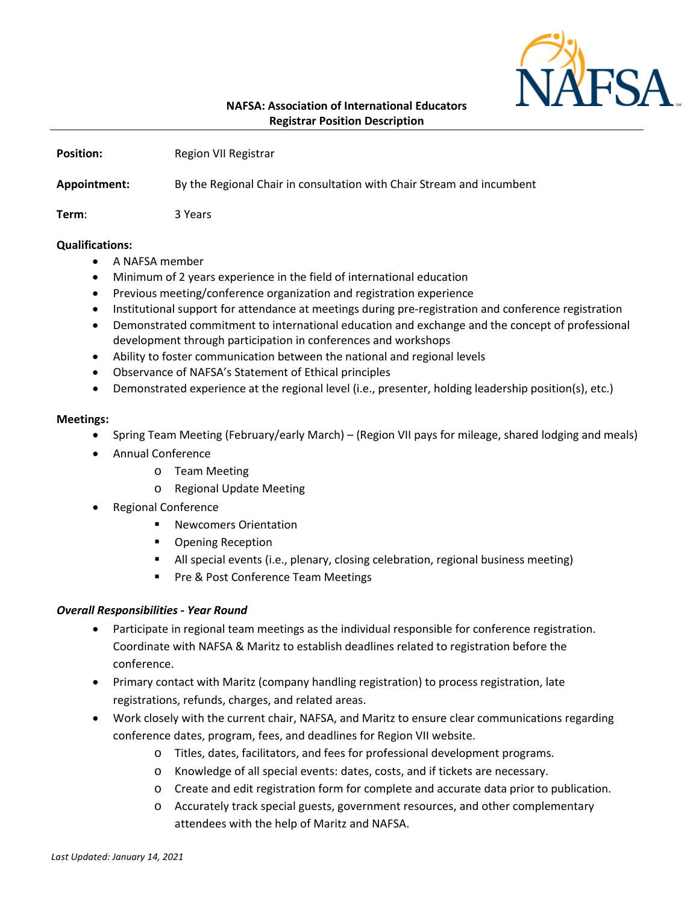**NAFSA: Association of International Educators**
**Registrar Position Description**

---

**Position:** Region VII Registrar

**Appointment:** By the Regional Chair in consultation with Chair Stream and incumbent

**Term:** 3 Years

**Qualifications:**

- A NAFSA member
- Minimum of 2 years experience in the field of international education
- Previous meeting/conference organization and registration experience
- Institutional support for attendance at meetings during pre-registration and conference registration
- Demonstrated commitment to international education and exchange and the concept of professional development through participation in conferences and workshops
- Ability to foster communication between the national and regional levels
- Observance of NAFSA's Statement of Ethical principles
- Demonstrated experience at the regional level (i.e., presenter, holding leadership position(s), etc.)

**Meetings:**

- Spring Team Meeting (February/early March) – (Region VII pays for mileage, shared lodging and meals)
- Annual Conference
    - Team Meeting
    - Regional Update Meeting
- Regional Conference
    - Newcomers Orientation
    - Opening Reception
    - All special events (i.e., plenary, closing celebration, regional business meeting)
    - Pre & Post Conference Team Meetings

***Overall Responsibilities - Year Round***

- Participate in regional team meetings as the individual responsible for conference registration. Coordinate with NAFSA & Maritz to establish deadlines related to registration before the conference.
- Primary contact with Maritz (company handling registration) to process registration, late registrations, refunds, charges, and related areas.
- Work closely with the current chair, NAFSA, and Maritz to ensure clear communications regarding conference dates, program, fees, and deadlines for Region VII website.
    - Titles, dates, facilitators, and fees for professional development programs.
    - Knowledge of all special events: dates, costs, and if tickets are necessary.
    - Create and edit registration form for complete and accurate data prior to publication.
    - Accurately track special guests, government resources, and other complementary attendees with the help of Maritz and NAFSA.

*Last Updated: January 14, 2021*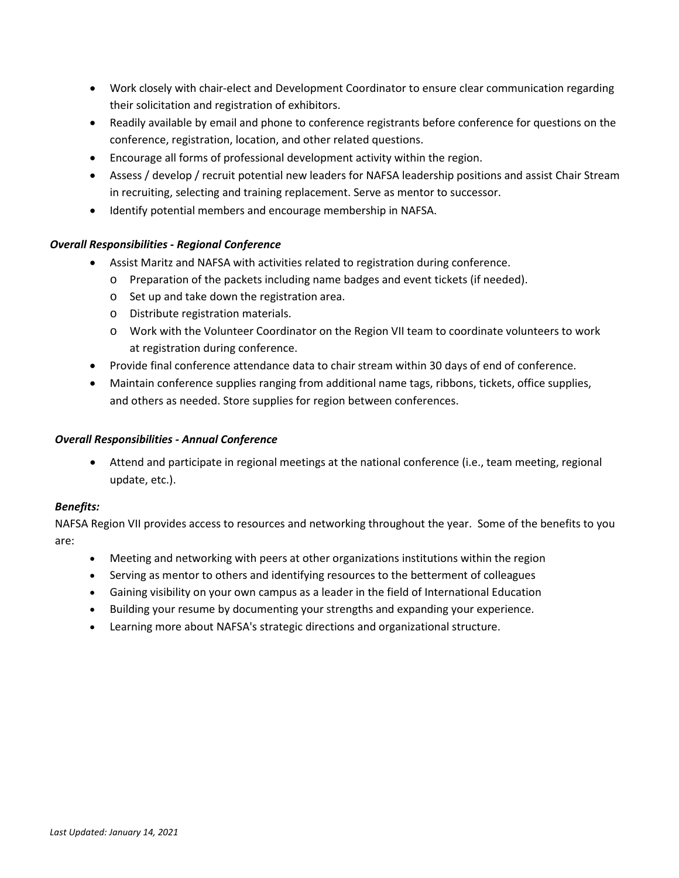- Work closely with chair-elect and Development Coordinator to ensure clear communication regarding their solicitation and registration of exhibitors.
- Readily available by email and phone to conference registrants before conference for questions on the conference, registration, location, and other related questions.
- Encourage all forms of professional development activity within the region.
- Assess / develop / recruit potential new leaders for NAFSA leadership positions and assist Chair Stream in recruiting, selecting and training replacement. Serve as mentor to successor.
- Identify potential members and encourage membership in NAFSA.

***Overall Responsibilities - Regional Conference***

- Assist Maritz and NAFSA with activities related to registration during conference.
  - Preparation of the packets including name badges and event tickets (if needed).
  - Set up and take down the registration area.
  - Distribute registration materials.
  - Work with the Volunteer Coordinator on the Region VII team to coordinate volunteers to work at registration during conference.
- Provide final conference attendance data to chair stream within 30 days of end of conference.
- Maintain conference supplies ranging from additional name tags, ribbons, tickets, office supplies, and others as needed. Store supplies for region between conferences.

***Overall Responsibilities - Annual Conference***

- Attend and participate in regional meetings at the national conference (i.e., team meeting, regional update, etc.).

***Benefits:***

NAFSA Region VII provides access to resources and networking throughout the year. Some of the benefits to you are:

- Meeting and networking with peers at other organizations institutions within the region
- Serving as mentor to others and identifying resources to the betterment of colleagues
- Gaining visibility on your own campus as a leader in the field of International Education
- Building your resume by documenting your strengths and expanding your experience.
- Learning more about NAFSA's strategic directions and organizational structure.

*Last Updated: January 14, 2021*